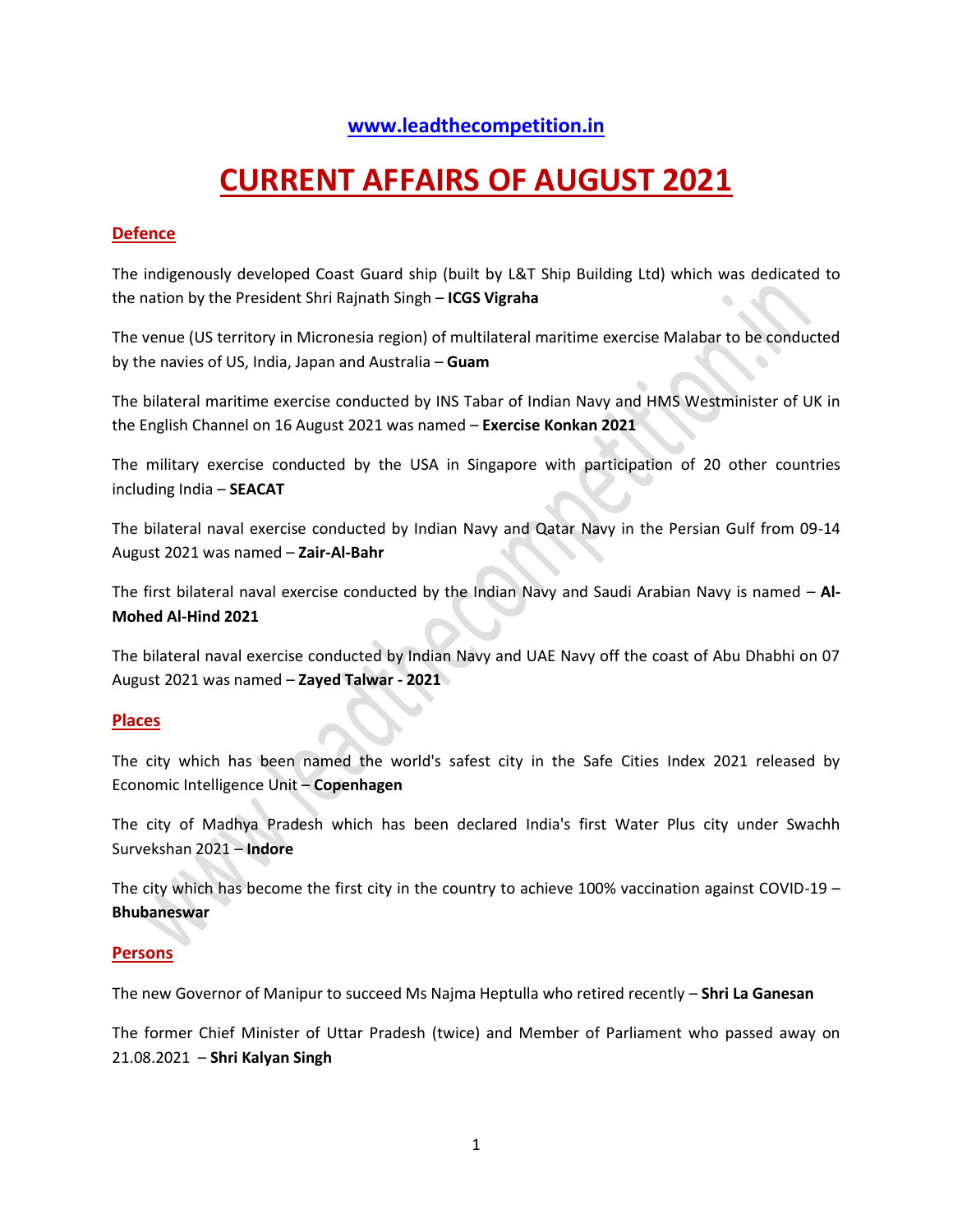**www.leadthecompetition.in**

# CURRENT AFFAIRS OF AUGUST 2021

## Defence

The indigenously developed Coast Guard ship (built by L&T Ship Building Ltd) which was dedicated to the nation by the President Shri Rajnath Singh – **ICGS Vigraha**

The venue (US territory in Micronesia region) of multilateral maritime exercise Malabar to be conducted by the navies of US, India, Japan and Australia – **Guam**

The bilateral maritime exercise conducted by INS Tabar of Indian Navy and HMS Westminister of UK in the English Channel on 16 August 2021 was named – **Exercise Konkan 2021**

The military exercise conducted by the USA in Singapore with participation of 20 other countries including India – **SEACAT**

The bilateral naval exercise conducted by Indian Navy and Qatar Navy in the Persian Gulf from 09-14 August 2021 was named – **Zair-Al-Bahr**

The first bilateral naval exercise conducted by the Indian Navy and Saudi Arabian Navy is named – **Al-Mohed Al-Hind 2021**

The bilateral naval exercise conducted by Indian Navy and UAE Navy off the coast of Abu Dhabhi on 07 August 2021 was named – **Zayed Talwar - 2021**

## Places

The city which has been named the world's safest city in the Safe Cities Index 2021 released by Economic Intelligence Unit – **Copenhagen**

The city of Madhya Pradesh which has been declared India's first Water Plus city under Swachh Survekshan 2021 – **Indore**

The city which has become the first city in the country to achieve 100% vaccination against COVID-19 – **Bhubaneswar**

## Persons

The new Governor of Manipur to succeed Ms Najma Heptulla who retired recently – **Shri La Ganesan**

The former Chief Minister of Uttar Pradesh (twice) and Member of Parliament who passed away on 21.08.2021 – **Shri Kalyan Singh**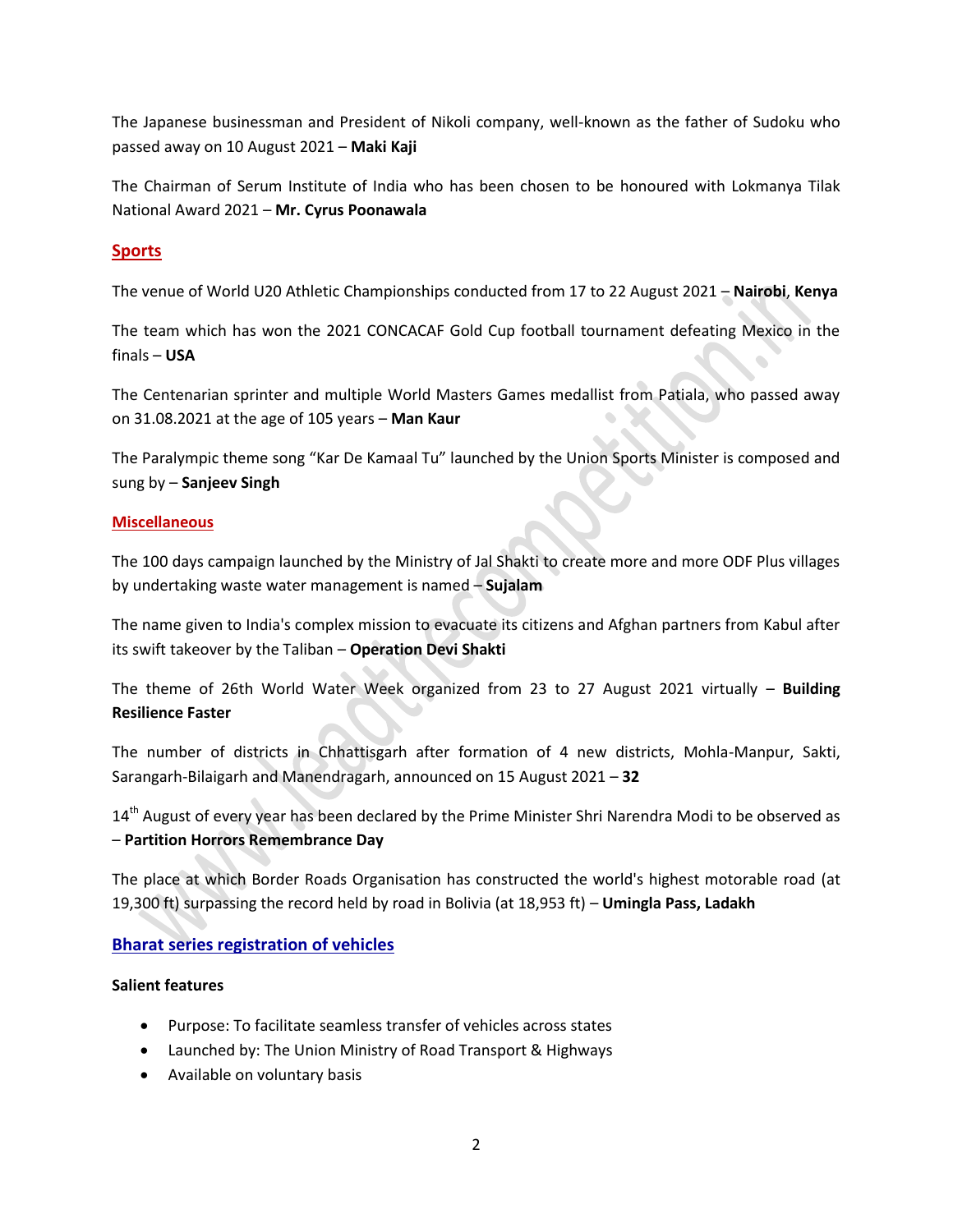The Japanese businessman and President of Nikoli company, well-known as the father of Sudoku who passed away on 10 August 2021 – **Maki Kaji**

The Chairman of Serum Institute of India who has been chosen to be honoured with Lokmanya Tilak National Award 2021 – **Mr. Cyrus Poonawala**

## Sports

The venue of World U20 Athletic Championships conducted from 17 to 22 August 2021 – **Nairobi, Kenya**

The team which has won the 2021 CONCACAF Gold Cup football tournament defeating Mexico in the finals – **USA**

The Centenarian sprinter and multiple World Masters Games medallist from Patiala, who passed away on 31.08.2021 at the age of 105 years – **Man Kaur**

The Paralympic theme song "Kar De Kamaal Tu" launched by the Union Sports Minister is composed and sung by – **Sanjeev Singh**

## Miscellaneous

The 100 days campaign launched by the Ministry of Jal Shakti to create more and more ODF Plus villages by undertaking waste water management is named – **Sujalam**

The name given to India's complex mission to evacuate its citizens and Afghan partners from Kabul after its swift takeover by the Taliban – **Operation Devi Shakti**

The theme of 26th World Water Week organized from 23 to 27 August 2021 virtually – **Building Resilience Faster**

The number of districts in Chhattisgarh after formation of 4 new districts, Mohla-Manpur, Sakti, Sarangarh-Bilaigarh and Manendragarh, announced on 15 August 2021 – **32**

14th August of every year has been declared by the Prime Minister Shri Narendra Modi to be observed as – **Partition Horrors Remembrance Day**

The place at which Border Roads Organisation has constructed the world's highest motorable road (at 19,300 ft) surpassing the record held by road in Bolivia (at 18,953 ft) – **Umingla Pass, Ladakh**

## Bharat series registration of vehicles

**Salient features**

- Purpose: To facilitate seamless transfer of vehicles across states
- Launched by: The Union Ministry of Road Transport & Highways
- Available on voluntary basis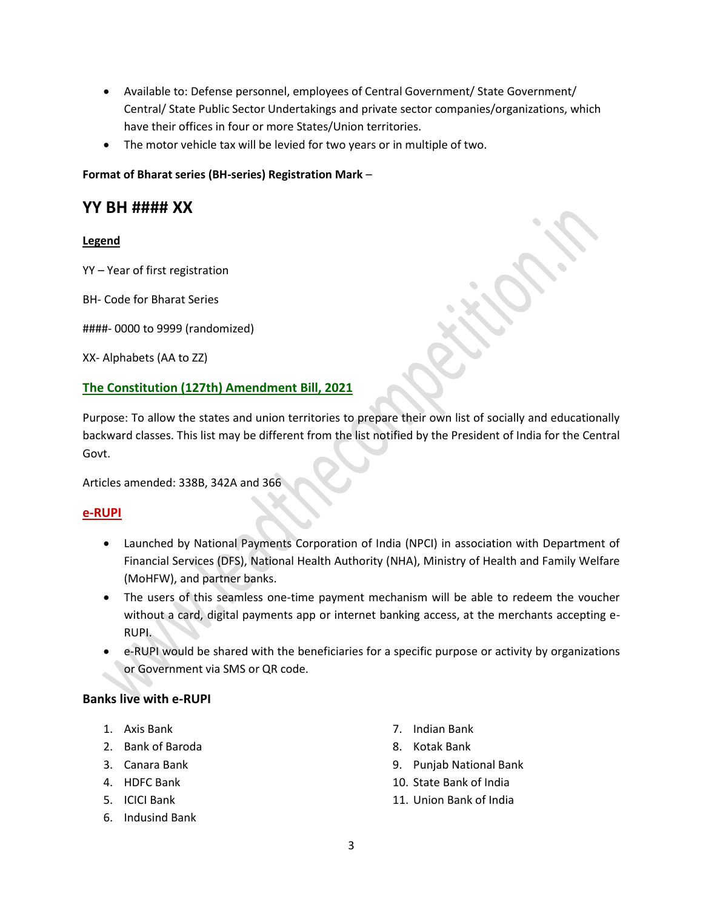- Available to: Defense personnel, employees of Central Government/ State Government/ Central/ State Public Sector Undertakings and private sector companies/organizations, which have their offices in four or more States/Union territories.
- The motor vehicle tax will be levied for two years or in multiple of two.

**Format of Bharat series (BH-series) Registration Mark** –

## YY BH #### XX

**Legend**

YY – Year of first registration

BH- Code for Bharat Series

####- 0000 to 9999 (randomized)

XX- Alphabets (AA to ZZ)

### The Constitution (127th) Amendment Bill, 2021

Purpose: To allow the states and union territories to prepare their own list of socially and educationally backward classes. This list may be different from the list notified by the President of India for the Central Govt.

Articles amended: 338B, 342A and 366

### e-RUPI

- Launched by National Payments Corporation of India (NPCI) in association with Department of Financial Services (DFS), National Health Authority (NHA), Ministry of Health and Family Welfare (MoHFW), and partner banks.
- The users of this seamless one-time payment mechanism will be able to redeem the voucher without a card, digital payments app or internet banking access, at the merchants accepting e-RUPI.
- e-RUPI would be shared with the beneficiaries for a specific purpose or activity by organizations or Government via SMS or QR code.

**Banks live with e-RUPI**

1. Axis Bank
2. Bank of Baroda
3. Canara Bank
4. HDFC Bank
5. ICICI Bank
6. Indusind Bank
7. Indian Bank
8. Kotak Bank
9. Punjab National Bank
10. State Bank of India
11. Union Bank of India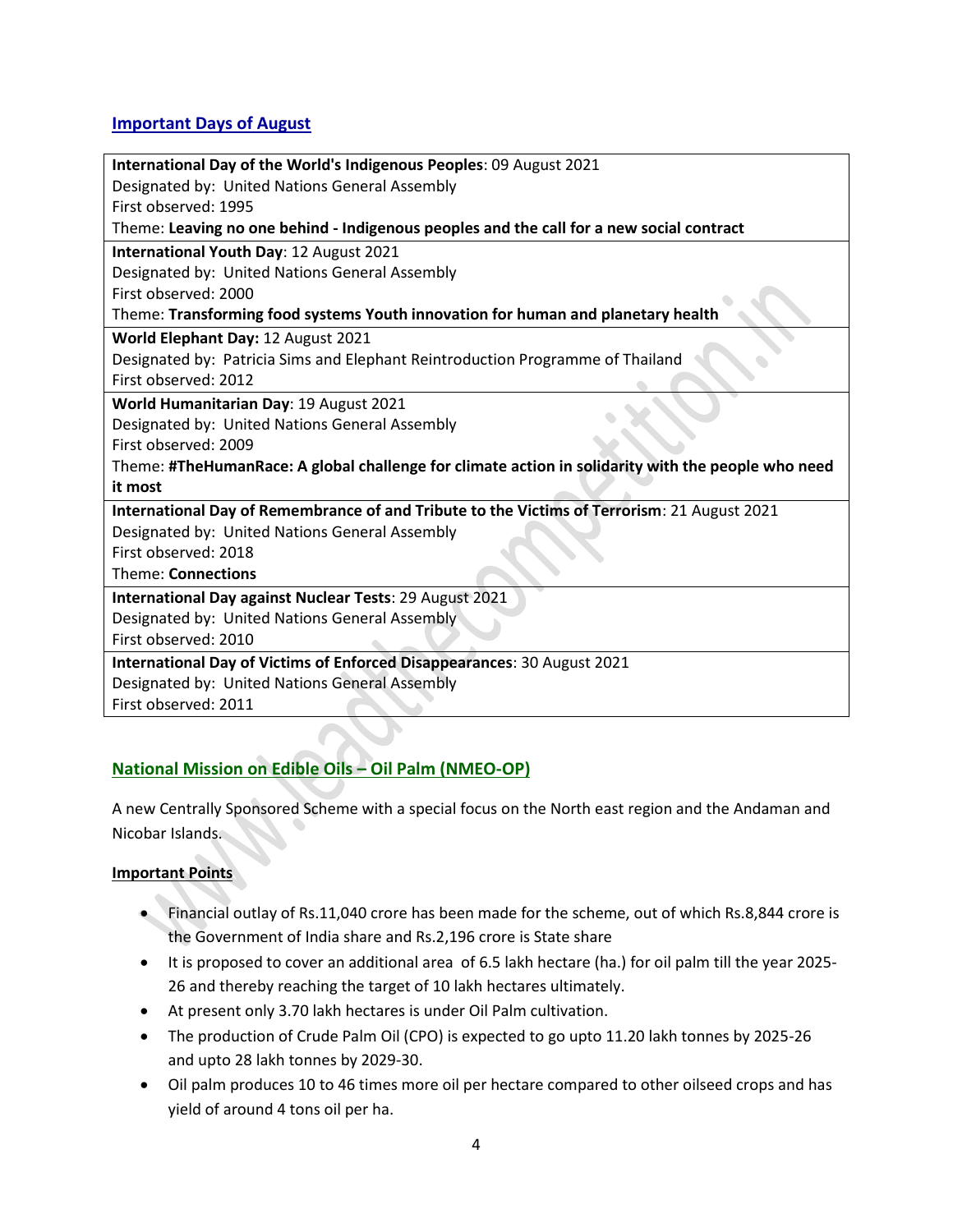## Important Days of August

| |
|---|
| **International Day of the World's Indigenous Peoples**: 09 August 2021<br>Designated by: United Nations General Assembly<br>First observed: 1995<br>Theme: **Leaving no one behind - Indigenous peoples and the call for a new social contract** |
| **International Youth Day**: 12 August 2021<br>Designated by: United Nations General Assembly<br>First observed: 2000<br>Theme: **Transforming food systems Youth innovation for human and planetary health** |
| **World Elephant Day:** 12 August 2021<br>Designated by: Patricia Sims and Elephant Reintroduction Programme of Thailand<br>First observed: 2012 |
| **World Humanitarian Day**: 19 August 2021<br>Designated by: United Nations General Assembly<br>First observed: 2009<br>Theme: **#TheHumanRace: A global challenge for climate action in solidarity with the people who need it most** |
| **International Day of Remembrance of and Tribute to the Victims of Terrorism**: 21 August 2021<br>Designated by: United Nations General Assembly<br>First observed: 2018<br>Theme: **Connections** |
| **International Day against Nuclear Tests**: 29 August 2021<br>Designated by: United Nations General Assembly<br>First observed: 2010 |
| **International Day of Victims of Enforced Disappearances**: 30 August 2021<br>Designated by: United Nations General Assembly<br>First observed: 2011 |

## National Mission on Edible Oils – Oil Palm (NMEO-OP)

A new Centrally Sponsored Scheme with a special focus on the North east region and the Andaman and Nicobar Islands.

### Important Points

- Financial outlay of Rs.11,040 crore has been made for the scheme, out of which Rs.8,844 crore is the Government of India share and Rs.2,196 crore is State share
- It is proposed to cover an additional area of 6.5 lakh hectare (ha.) for oil palm till the year 2025-26 and thereby reaching the target of 10 lakh hectares ultimately.
- At present only 3.70 lakh hectares is under Oil Palm cultivation.
- The production of Crude Palm Oil (CPO) is expected to go upto 11.20 lakh tonnes by 2025-26 and upto 28 lakh tonnes by 2029-30.
- Oil palm produces 10 to 46 times more oil per hectare compared to other oilseed crops and has yield of around 4 tons oil per ha.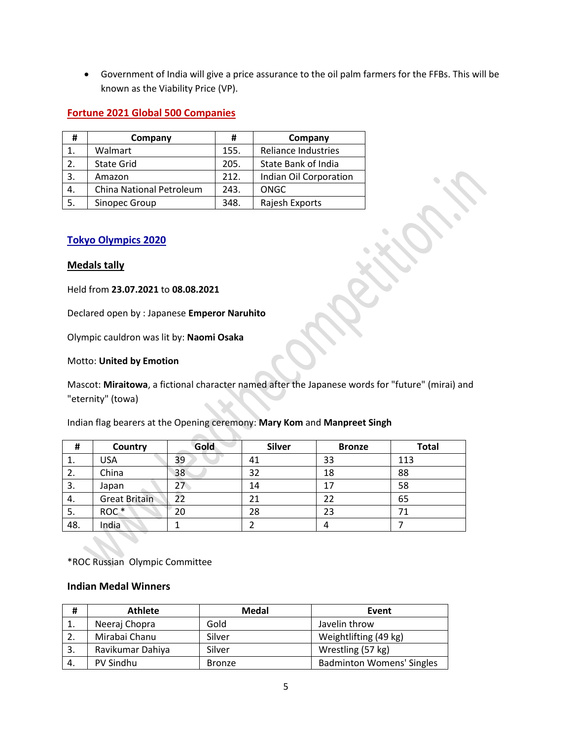- Government of India will give a price assurance to the oil palm farmers for the FFBs. This will be known as the Viability Price (VP).

## Fortune 2021 Global 500 Companies

| # | Company | # | Company |
|---|---|---|---|
| 1. | Walmart | 155. | Reliance Industries |
| 2. | State Grid | 205. | State Bank of India |
| 3. | Amazon | 212. | Indian Oil Corporation |
| 4. | China National Petroleum | 243. | ONGC |
| 5. | Sinopec Group | 348. | Rajesh Exports |

## Tokyo Olympics 2020

### Medals tally

Held from **23.07.2021** to **08.08.2021**

Declared open by : Japanese **Emperor Naruhito**

Olympic cauldron was lit by: **Naomi Osaka**

Motto: **United by Emotion**

Mascot: **Miraitowa**, a fictional character named after the Japanese words for "future" (mirai) and "eternity" (towa)

Indian flag bearers at the Opening ceremony: **Mary Kom** and **Manpreet Singh**

| # | Country | Gold | Silver | Bronze | Total |
|---|---|---|---|---|---|
| 1. | USA | 39 | 41 | 33 | 113 |
| 2. | China | 38 | 32 | 18 | 88 |
| 3. | Japan | 27 | 14 | 17 | 58 |
| 4. | Great Britain | 22 | 21 | 22 | 65 |
| 5. | ROC * | 20 | 28 | 23 | 71 |
| 48. | India | 1 | 2 | 4 | 7 |

*ROC Russian Olympic Committee

### Indian Medal Winners

| # | Athlete | Medal | Event |
|---|---|---|---|
| 1. | Neeraj Chopra | Gold | Javelin throw |
| 2. | Mirabai Chanu | Silver | Weightlifting (49 kg) |
| 3. | Ravikumar Dahiya | Silver | Wrestling (57 kg) |
| 4. | PV Sindhu | Bronze | Badminton Womens' Singles |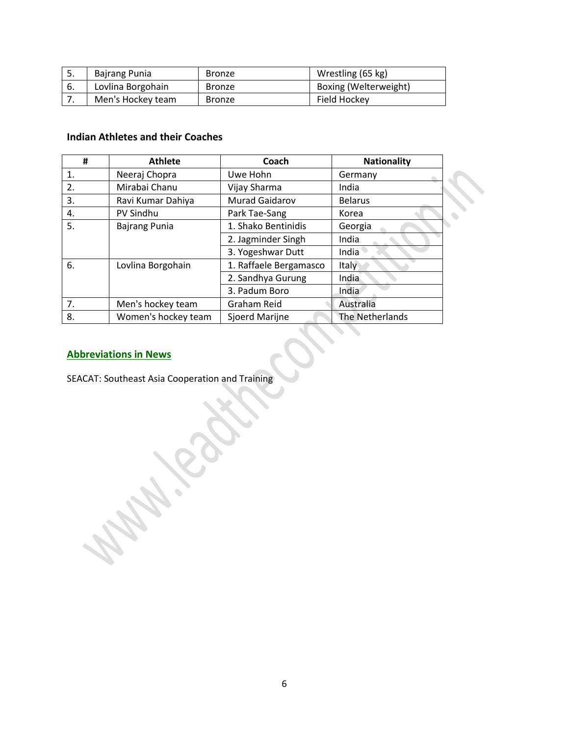| | | | |
|---|---|---|---|
| 5. | Bajrang Punia | Bronze | Wrestling (65 kg) |
| 6. | Lovlina Borgohain | Bronze | Boxing (Welterweight) |
| 7. | Men's Hockey team | Bronze | Field Hockey |

### Indian Athletes and their Coaches

| # | Athlete | Coach | Nationality |
|---|---|---|---|
| 1. | Neeraj Chopra | Uwe Hohn | Germany |
| 2. | Mirabai Chanu | Vijay Sharma | India |
| 3. | Ravi Kumar Dahiya | Murad Gaidarov | Belarus |
| 4. | PV Sindhu | Park Tae-Sang | Korea |
| 5. | Bajrang Punia | 1. Shako Bentinidis | Georgia |
| | | 2. Jagminder Singh | India |
| | | 3. Yogeshwar Dutt | India |
| 6. | Lovlina Borgohain | 1. Raffaele Bergamasco | Italy |
| | | 2. Sandhya Gurung | India |
| | | 3. Padum Boro | India |
| 7. | Men's hockey team | Graham Reid | Australia |
| 8. | Women's hockey team | Sjoerd Marijne | The Netherlands |

### Abbreviations in News

SEACAT: Southeast Asia Cooperation and Training